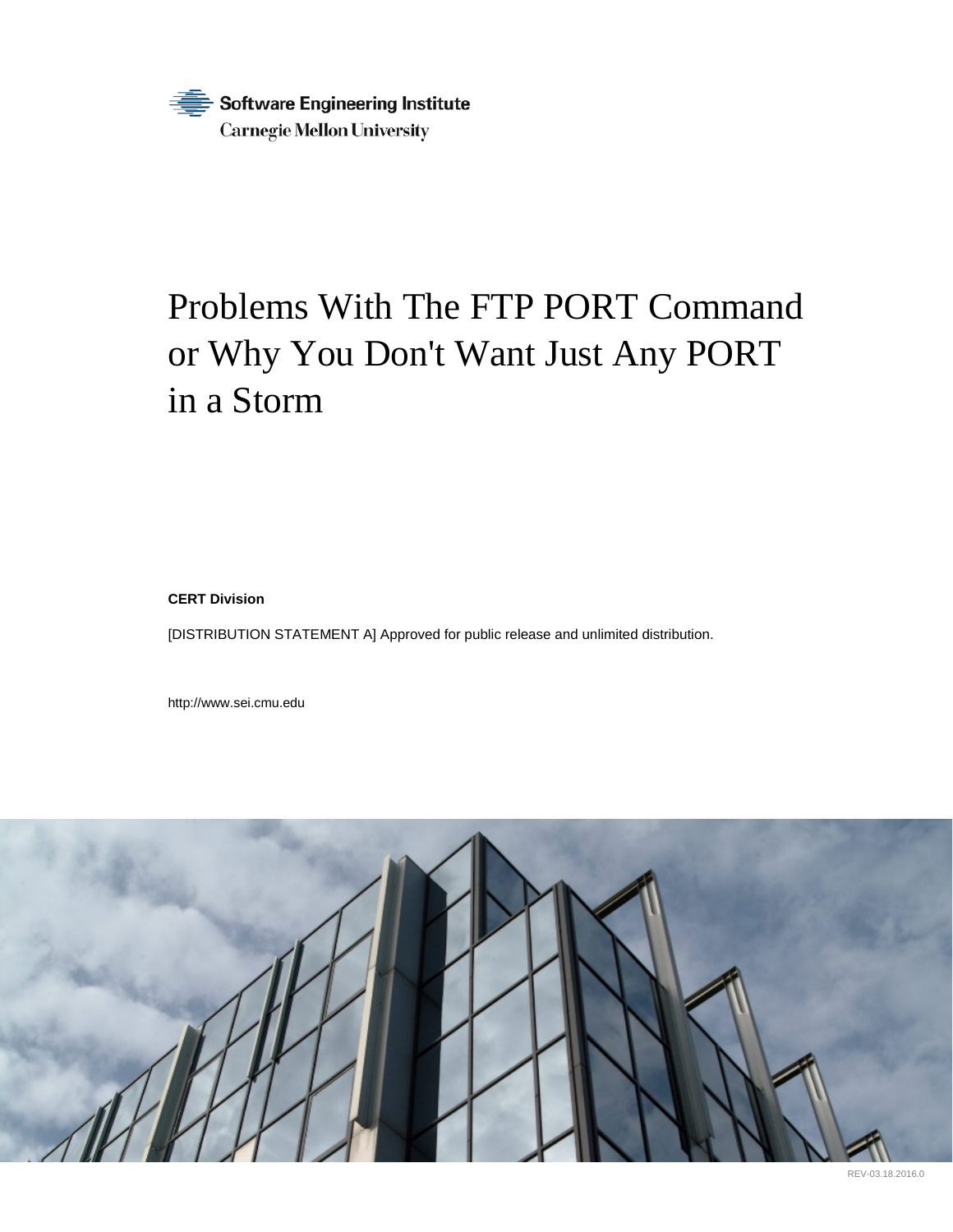Software Engineering Institute
Carnegie Mellon University

# Problems With The FTP PORT Command or Why You Don't Want Just Any PORT in a Storm

**CERT Division**

[DISTRIBUTION STATEMENT A] Approved for public release and unlimited distribution.

http://www.sei.cmu.edu

REV-03.18.2016.0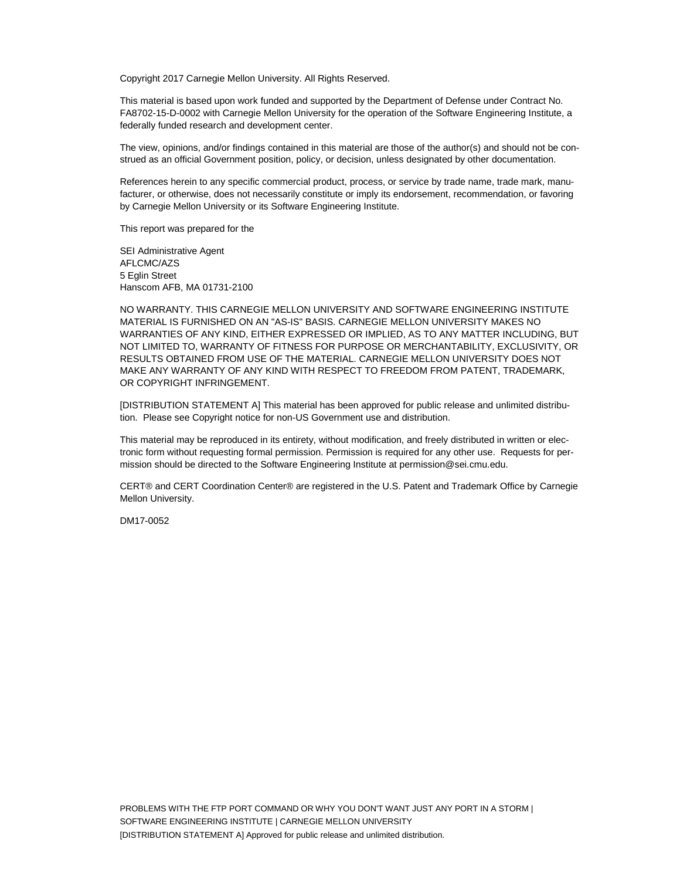Copyright 2017 Carnegie Mellon University. All Rights Reserved.

This material is based upon work funded and supported by the Department of Defense under Contract No. FA8702-15-D-0002 with Carnegie Mellon University for the operation of the Software Engineering Institute, a federally funded research and development center.

The view, opinions, and/or findings contained in this material are those of the author(s) and should not be construed as an official Government position, policy, or decision, unless designated by other documentation.

References herein to any specific commercial product, process, or service by trade name, trade mark, manufacturer, or otherwise, does not necessarily constitute or imply its endorsement, recommendation, or favoring by Carnegie Mellon University or its Software Engineering Institute.

This report was prepared for the

SEI Administrative Agent
AFLCMC/AZS
5 Eglin Street
Hanscom AFB, MA 01731-2100

NO WARRANTY. THIS CARNEGIE MELLON UNIVERSITY AND SOFTWARE ENGINEERING INSTITUTE MATERIAL IS FURNISHED ON AN "AS-IS" BASIS. CARNEGIE MELLON UNIVERSITY MAKES NO WARRANTIES OF ANY KIND, EITHER EXPRESSED OR IMPLIED, AS TO ANY MATTER INCLUDING, BUT NOT LIMITED TO, WARRANTY OF FITNESS FOR PURPOSE OR MERCHANTABILITY, EXCLUSIVITY, OR RESULTS OBTAINED FROM USE OF THE MATERIAL. CARNEGIE MELLON UNIVERSITY DOES NOT MAKE ANY WARRANTY OF ANY KIND WITH RESPECT TO FREEDOM FROM PATENT, TRADEMARK, OR COPYRIGHT INFRINGEMENT.

[DISTRIBUTION STATEMENT A] This material has been approved for public release and unlimited distribution. Please see Copyright notice for non-US Government use and distribution.

This material may be reproduced in its entirety, without modification, and freely distributed in written or electronic form without requesting formal permission. Permission is required for any other use. Requests for permission should be directed to the Software Engineering Institute at permission@sei.cmu.edu.

CERT® and CERT Coordination Center® are registered in the U.S. Patent and Trademark Office by Carnegie Mellon University.

DM17-0052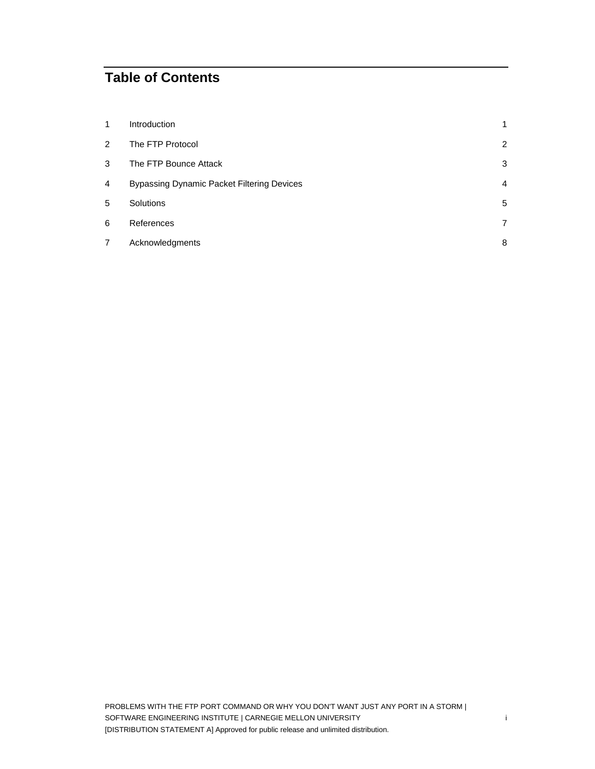# Table of Contents

| | | |
|---|---|---|
| 1 | Introduction | 1 |
| 2 | The FTP Protocol | 2 |
| 3 | The FTP Bounce Attack | 3 |
| 4 | Bypassing Dynamic Packet Filtering Devices | 4 |
| 5 | Solutions | 5 |
| 6 | References | 7 |
| 7 | Acknowledgments | 8 |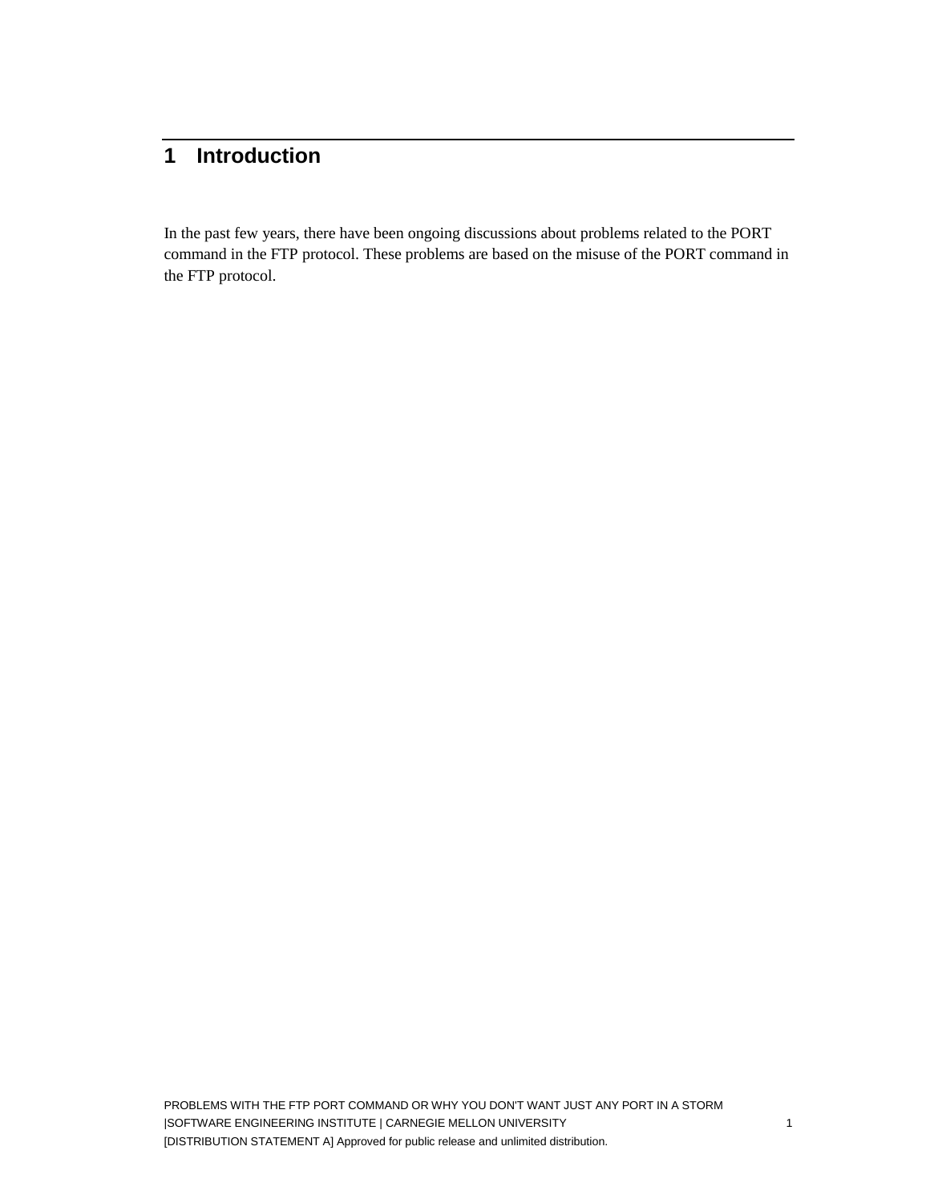# 1 Introduction

In the past few years, there have been ongoing discussions about problems related to the PORT command in the FTP protocol. These problems are based on the misuse of the PORT command in the FTP protocol.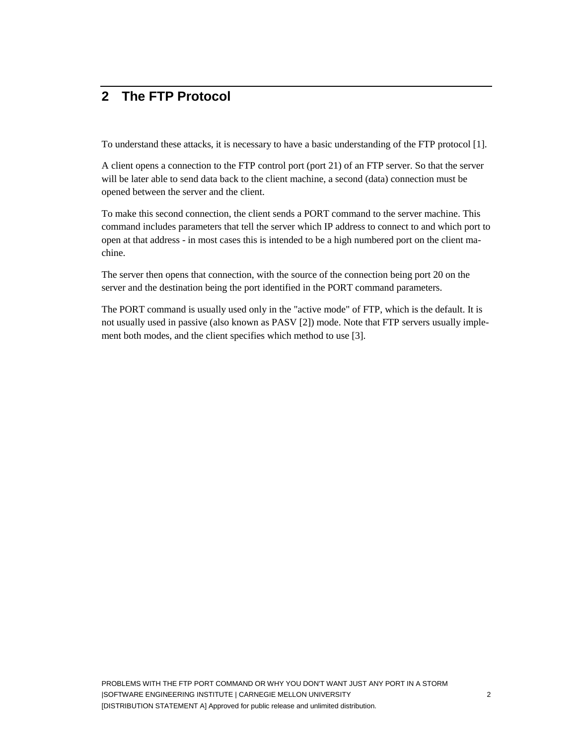## 2 The FTP Protocol

To understand these attacks, it is necessary to have a basic understanding of the FTP protocol [1].

A client opens a connection to the FTP control port (port 21) of an FTP server. So that the server will be later able to send data back to the client machine, a second (data) connection must be opened between the server and the client.

To make this second connection, the client sends a PORT command to the server machine. This command includes parameters that tell the server which IP address to connect to and which port to open at that address - in most cases this is intended to be a high numbered port on the client machine.

The server then opens that connection, with the source of the connection being port 20 on the server and the destination being the port identified in the PORT command parameters.

The PORT command is usually used only in the "active mode" of FTP, which is the default. It is not usually used in passive (also known as PASV [2]) mode. Note that FTP servers usually implement both modes, and the client specifies which method to use [3].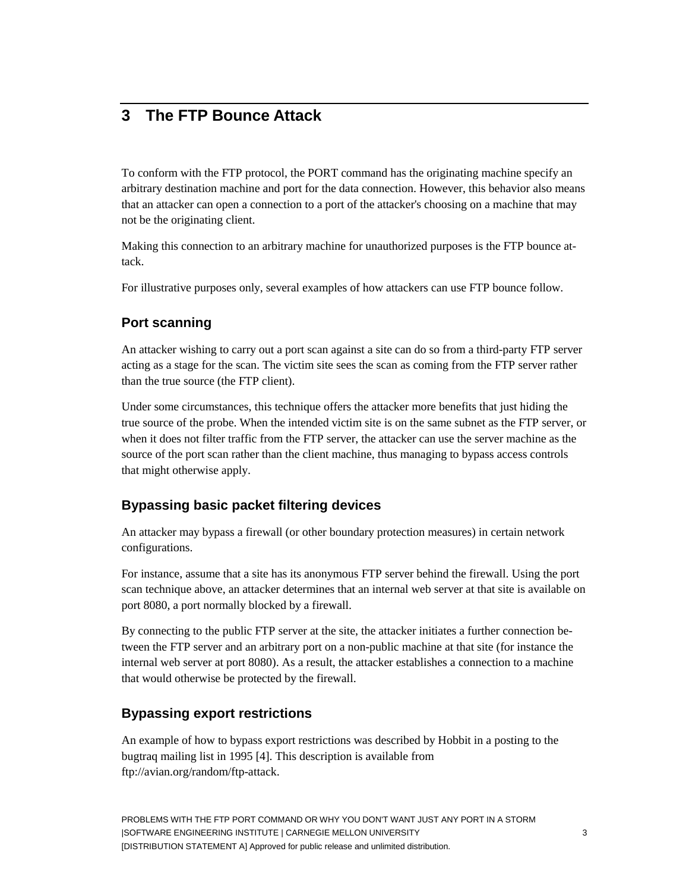# 3 The FTP Bounce Attack

To conform with the FTP protocol, the PORT command has the originating machine specify an arbitrary destination machine and port for the data connection. However, this behavior also means that an attacker can open a connection to a port of the attacker's choosing on a machine that may not be the originating client.

Making this connection to an arbitrary machine for unauthorized purposes is the FTP bounce attack.

For illustrative purposes only, several examples of how attackers can use FTP bounce follow.

## Port scanning

An attacker wishing to carry out a port scan against a site can do so from a third-party FTP server acting as a stage for the scan. The victim site sees the scan as coming from the FTP server rather than the true source (the FTP client).

Under some circumstances, this technique offers the attacker more benefits that just hiding the true source of the probe. When the intended victim site is on the same subnet as the FTP server, or when it does not filter traffic from the FTP server, the attacker can use the server machine as the source of the port scan rather than the client machine, thus managing to bypass access controls that might otherwise apply.

## Bypassing basic packet filtering devices

An attacker may bypass a firewall (or other boundary protection measures) in certain network configurations.

For instance, assume that a site has its anonymous FTP server behind the firewall. Using the port scan technique above, an attacker determines that an internal web server at that site is available on port 8080, a port normally blocked by a firewall.

By connecting to the public FTP server at the site, the attacker initiates a further connection between the FTP server and an arbitrary port on a non-public machine at that site (for instance the internal web server at port 8080). As a result, the attacker establishes a connection to a machine that would otherwise be protected by the firewall.

## Bypassing export restrictions

An example of how to bypass export restrictions was described by Hobbit in a posting to the bugtraq mailing list in 1995 [4]. This description is available from ftp://avian.org/random/ftp-attack.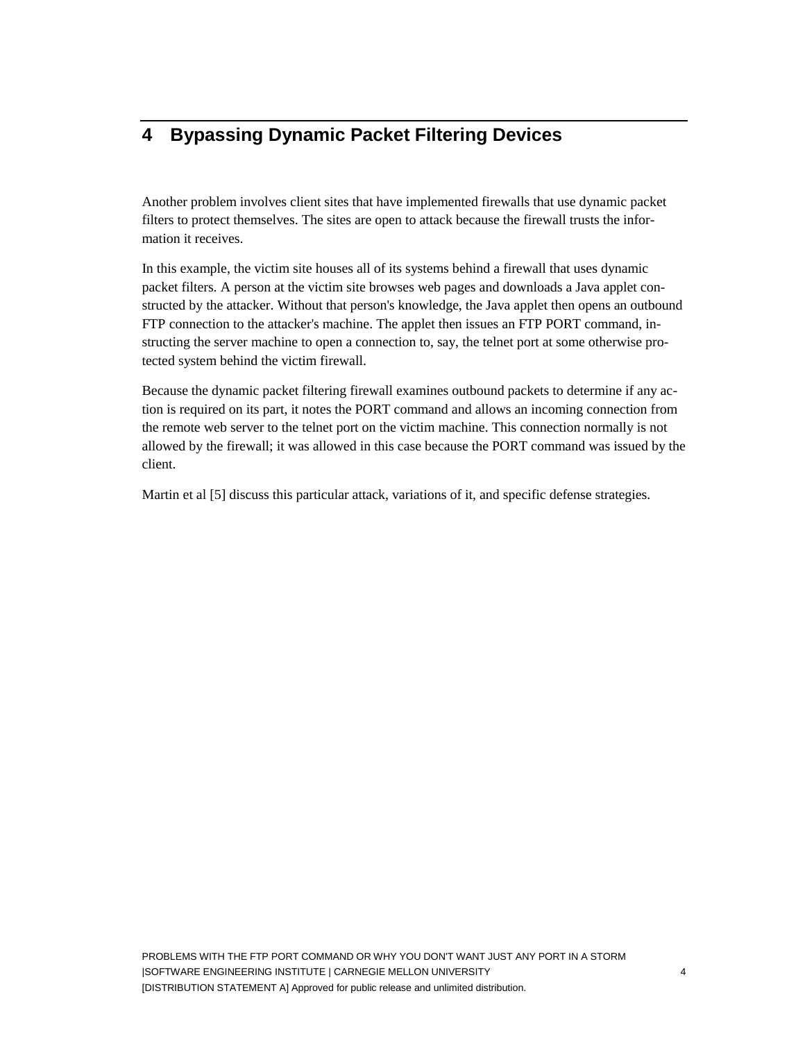# 4 Bypassing Dynamic Packet Filtering Devices

Another problem involves client sites that have implemented firewalls that use dynamic packet filters to protect themselves. The sites are open to attack because the firewall trusts the information it receives.

In this example, the victim site houses all of its systems behind a firewall that uses dynamic packet filters. A person at the victim site browses web pages and downloads a Java applet constructed by the attacker. Without that person's knowledge, the Java applet then opens an outbound FTP connection to the attacker's machine. The applet then issues an FTP PORT command, instructing the server machine to open a connection to, say, the telnet port at some otherwise protected system behind the victim firewall.

Because the dynamic packet filtering firewall examines outbound packets to determine if any action is required on its part, it notes the PORT command and allows an incoming connection from the remote web server to the telnet port on the victim machine. This connection normally is not allowed by the firewall; it was allowed in this case because the PORT command was issued by the client.

Martin et al [5] discuss this particular attack, variations of it, and specific defense strategies.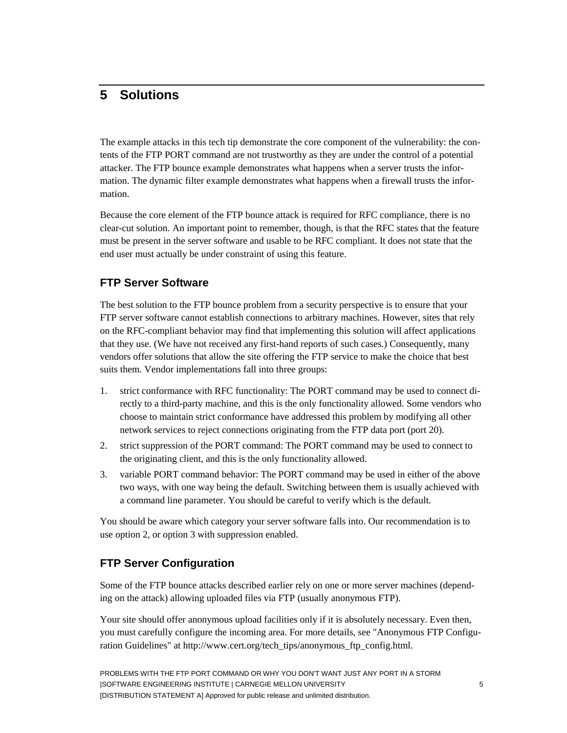# 5 Solutions

The example attacks in this tech tip demonstrate the core component of the vulnerability: the contents of the FTP PORT command are not trustworthy as they are under the control of a potential attacker. The FTP bounce example demonstrates what happens when a server trusts the information. The dynamic filter example demonstrates what happens when a firewall trusts the information.

Because the core element of the FTP bounce attack is required for RFC compliance, there is no clear-cut solution. An important point to remember, though, is that the RFC states that the feature must be present in the server software and usable to be RFC compliant. It does not state that the end user must actually be under constraint of using this feature.

## FTP Server Software

The best solution to the FTP bounce problem from a security perspective is to ensure that your FTP server software cannot establish connections to arbitrary machines. However, sites that rely on the RFC-compliant behavior may find that implementing this solution will affect applications that they use. (We have not received any first-hand reports of such cases.) Consequently, many vendors offer solutions that allow the site offering the FTP service to make the choice that best suits them. Vendor implementations fall into three groups:

1. strict conformance with RFC functionality: The PORT command may be used to connect directly to a third-party machine, and this is the only functionality allowed. Some vendors who choose to maintain strict conformance have addressed this problem by modifying all other network services to reject connections originating from the FTP data port (port 20).
2. strict suppression of the PORT command: The PORT command may be used to connect to the originating client, and this is the only functionality allowed.
3. variable PORT command behavior: The PORT command may be used in either of the above two ways, with one way being the default. Switching between them is usually achieved with a command line parameter. You should be careful to verify which is the default.

You should be aware which category your server software falls into. Our recommendation is to use option 2, or option 3 with suppression enabled.

## FTP Server Configuration

Some of the FTP bounce attacks described earlier rely on one or more server machines (depending on the attack) allowing uploaded files via FTP (usually anonymous FTP).

Your site should offer anonymous upload facilities only if it is absolutely necessary. Even then, you must carefully configure the incoming area. For more details, see "Anonymous FTP Configuration Guidelines" at http://www.cert.org/tech_tips/anonymous_ftp_config.html.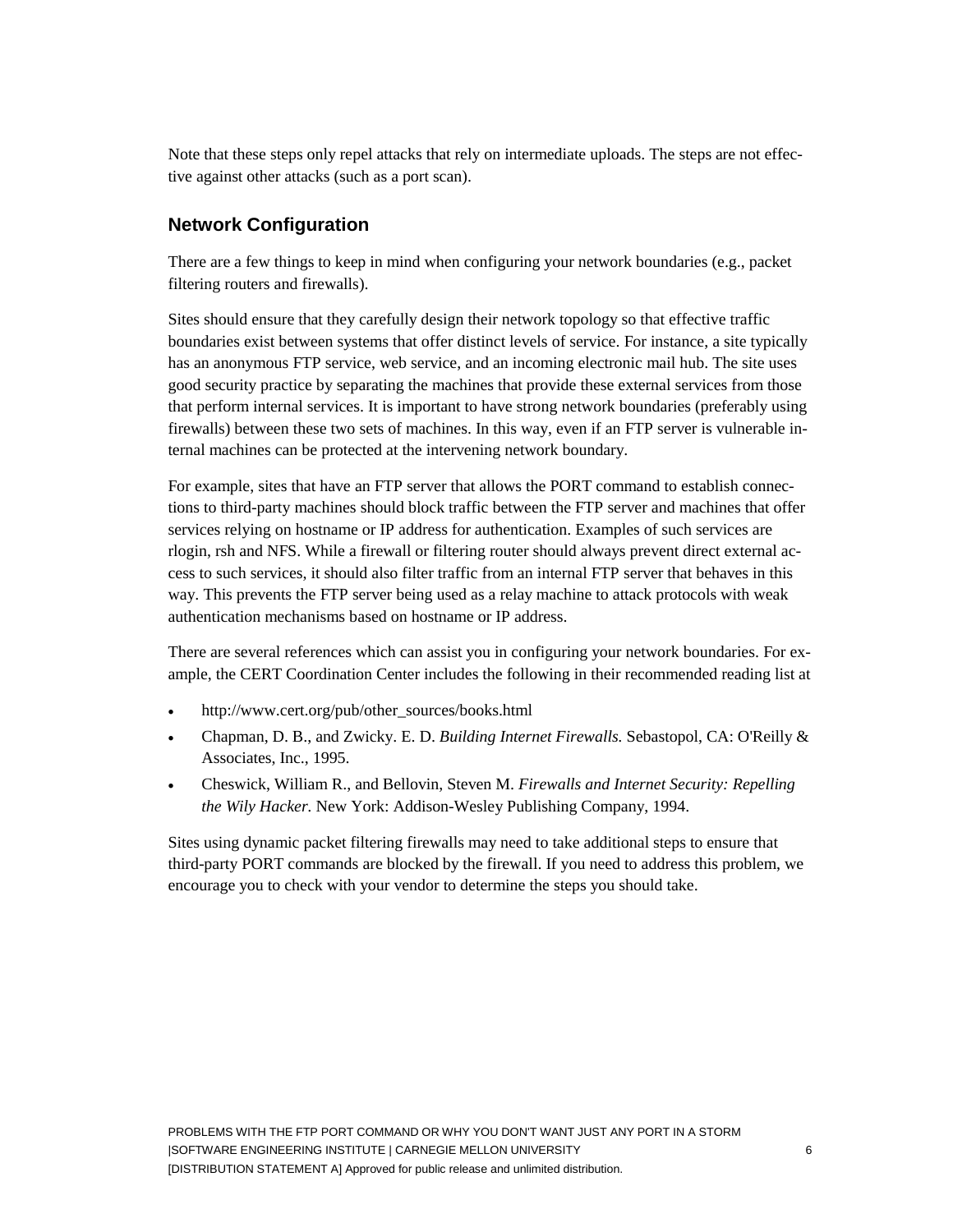Note that these steps only repel attacks that rely on intermediate uploads. The steps are not effective against other attacks (such as a port scan).

## Network Configuration

There are a few things to keep in mind when configuring your network boundaries (e.g., packet filtering routers and firewalls).

Sites should ensure that they carefully design their network topology so that effective traffic boundaries exist between systems that offer distinct levels of service. For instance, a site typically has an anonymous FTP service, web service, and an incoming electronic mail hub. The site uses good security practice by separating the machines that provide these external services from those that perform internal services. It is important to have strong network boundaries (preferably using firewalls) between these two sets of machines. In this way, even if an FTP server is vulnerable internal machines can be protected at the intervening network boundary.

For example, sites that have an FTP server that allows the PORT command to establish connections to third-party machines should block traffic between the FTP server and machines that offer services relying on hostname or IP address for authentication. Examples of such services are rlogin, rsh and NFS. While a firewall or filtering router should always prevent direct external access to such services, it should also filter traffic from an internal FTP server that behaves in this way. This prevents the FTP server being used as a relay machine to attack protocols with weak authentication mechanisms based on hostname or IP address.

There are several references which can assist you in configuring your network boundaries. For example, the CERT Coordination Center includes the following in their recommended reading list at

- http://www.cert.org/pub/other_sources/books.html
- Chapman, D. B., and Zwicky. E. D. *Building Internet Firewalls.* Sebastopol, CA: O'Reilly & Associates, Inc., 1995.
- Cheswick, William R., and Bellovin, Steven M. *Firewalls and Internet Security: Repelling the Wily Hacker.* New York: Addison-Wesley Publishing Company, 1994.

Sites using dynamic packet filtering firewalls may need to take additional steps to ensure that third-party PORT commands are blocked by the firewall. If you need to address this problem, we encourage you to check with your vendor to determine the steps you should take.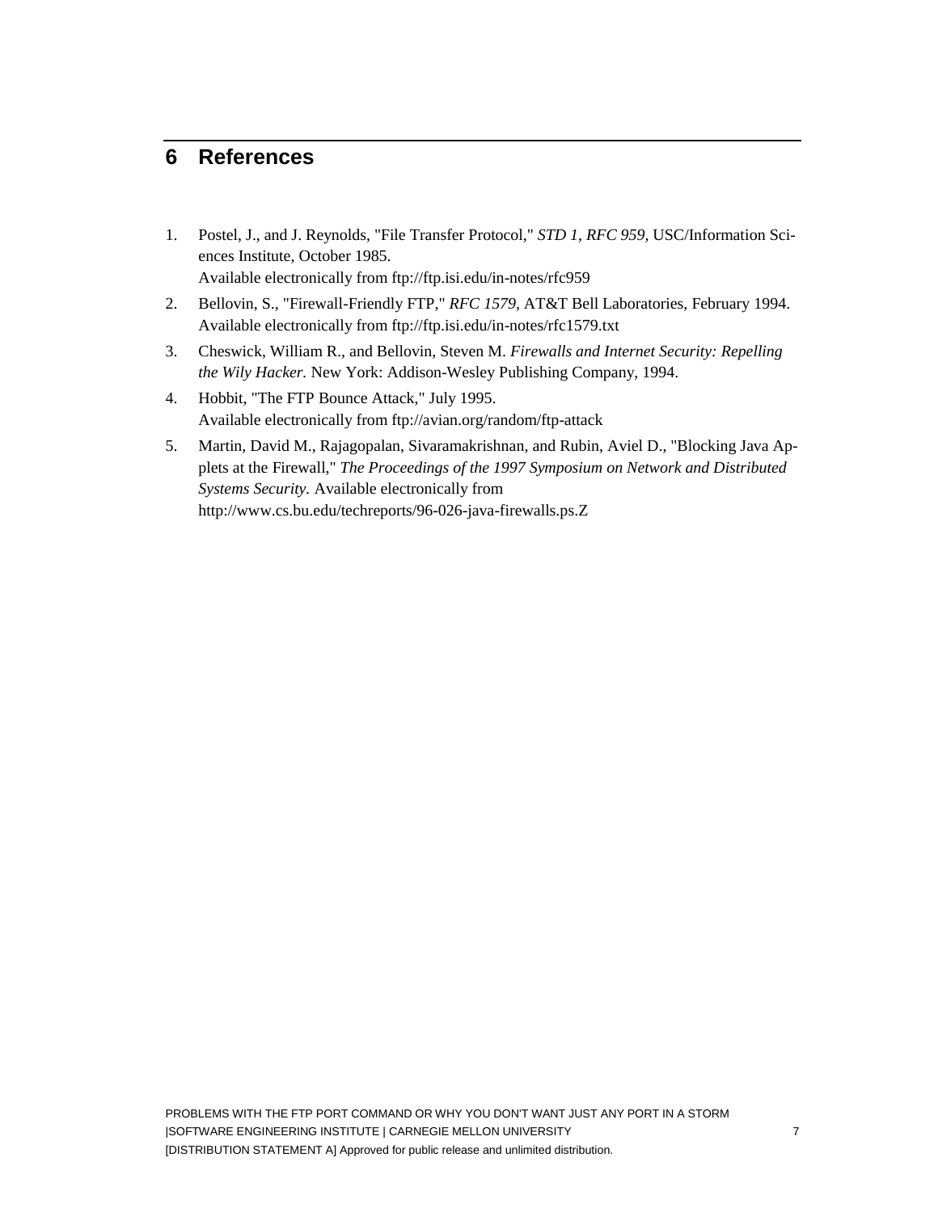# 6 References

1. Postel, J., and J. Reynolds, "File Transfer Protocol," *STD 1, RFC 959,* USC/Information Sciences Institute, October 1985.
   Available electronically from ftp://ftp.isi.edu/in-notes/rfc959
2. Bellovin, S., "Firewall-Friendly FTP," *RFC 1579,* AT&T Bell Laboratories, February 1994. Available electronically from ftp://ftp.isi.edu/in-notes/rfc1579.txt
3. Cheswick, William R., and Bellovin, Steven M. *Firewalls and Internet Security: Repelling the Wily Hacker.* New York: Addison-Wesley Publishing Company, 1994.
4. Hobbit, "The FTP Bounce Attack," July 1995.
   Available electronically from ftp://avian.org/random/ftp-attack
5. Martin, David M., Rajagopalan, Sivaramakrishnan, and Rubin, Aviel D., "Blocking Java Applets at the Firewall," *The Proceedings of the 1997 Symposium on Network and Distributed Systems Security.* Available electronically from
   http://www.cs.bu.edu/techreports/96-026-java-firewalls.ps.Z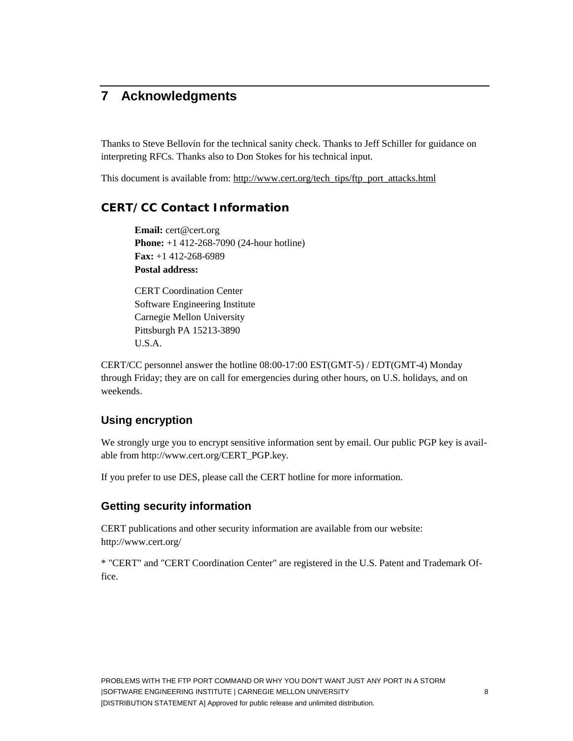## 7 Acknowledgments

Thanks to Steve Bellovin for the technical sanity check. Thanks to Jeff Schiller for guidance on interpreting RFCs. Thanks also to Don Stokes for his technical input.

This document is available from: http://www.cert.org/tech_tips/ftp_port_attacks.html

### CERT/CC Contact Information

**Email:** cert@cert.org  
**Phone:** +1 412-268-7090 (24-hour hotline)  
**Fax:** +1 412-268-6989  
**Postal address:**

CERT Coordination Center  
Software Engineering Institute  
Carnegie Mellon University  
Pittsburgh PA 15213-3890  
U.S.A.

CERT/CC personnel answer the hotline 08:00-17:00 EST(GMT-5) / EDT(GMT-4) Monday through Friday; they are on call for emergencies during other hours, on U.S. holidays, and on weekends.

### Using encryption

We strongly urge you to encrypt sensitive information sent by email. Our public PGP key is available from http://www.cert.org/CERT_PGP.key.

If you prefer to use DES, please call the CERT hotline for more information.

### Getting security information

CERT publications and other security information are available from our website: http://www.cert.org/

* "CERT" and "CERT Coordination Center" are registered in the U.S. Patent and Trademark Office.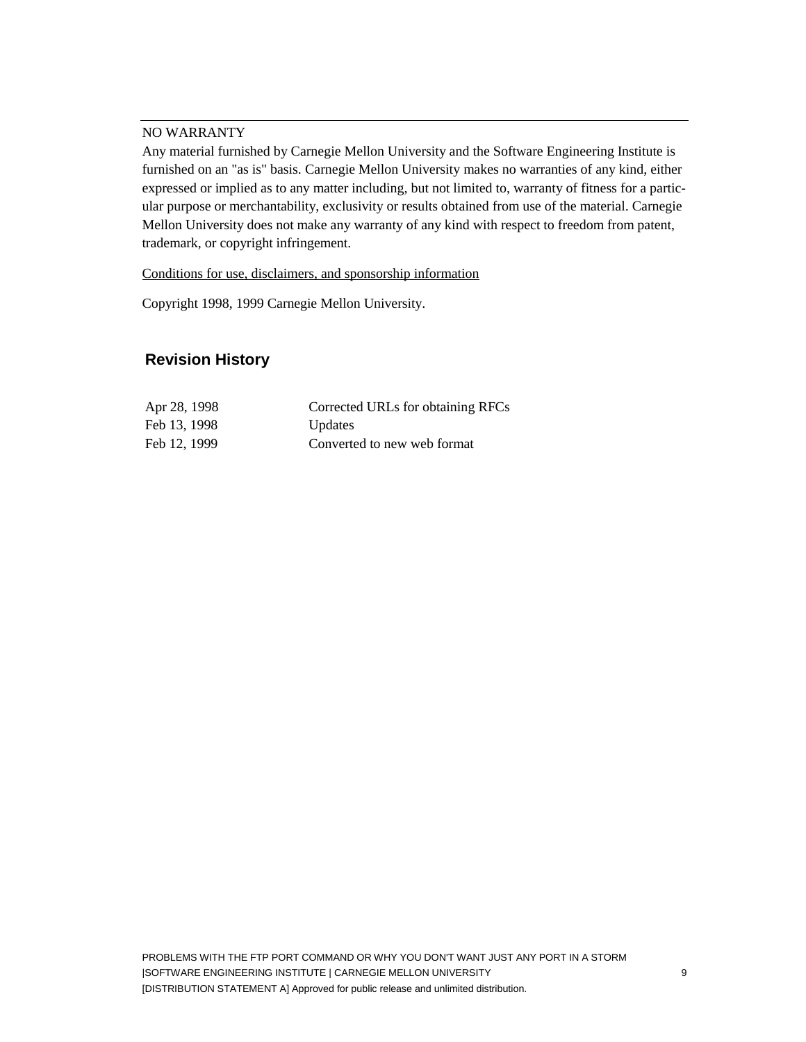NO WARRANTY

Any material furnished by Carnegie Mellon University and the Software Engineering Institute is furnished on an "as is" basis. Carnegie Mellon University makes no warranties of any kind, either expressed or implied as to any matter including, but not limited to, warranty of fitness for a particular purpose or merchantability, exclusivity or results obtained from use of the material. Carnegie Mellon University does not make any warranty of any kind with respect to freedom from patent, trademark, or copyright infringement.

Conditions for use, disclaimers, and sponsorship information

Copyright 1998, 1999 Carnegie Mellon University.

## Revision History

| | |
|---|---|
| Apr 28, 1998 | Corrected URLs for obtaining RFCs |
| Feb 13, 1998 | Updates |
| Feb 12, 1999 | Converted to new web format |